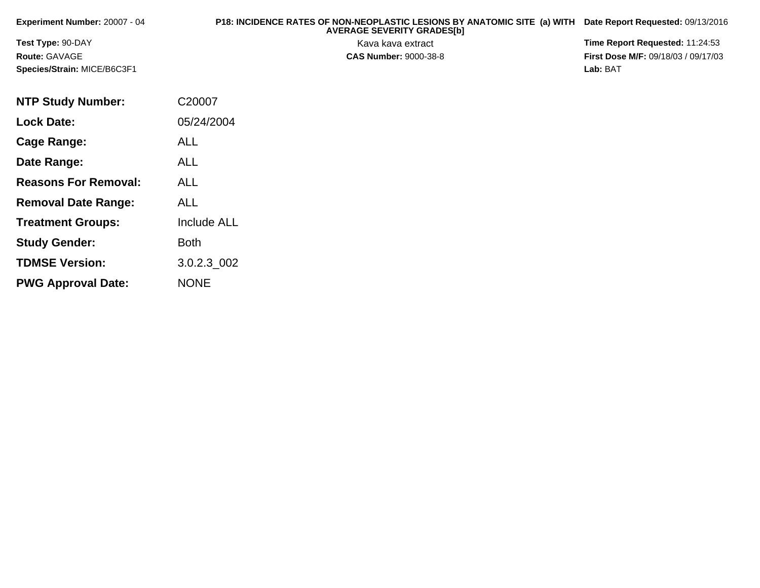**Experiment Number:** 20007 - 04
**Test Type:** 90-DAY
**Route:** GAVAGE
**Species/Strain:** MICE/B6C3F1

**P18: INCIDENCE RATES OF NON-NEOPLASTIC LESIONS BY ANATOMIC SITE (a) WITH AVERAGE SEVERITY GRADES[b]**
Kava kava extract
**CAS Number:** 9000-38-8

**Date Report Requested:** 09/13/2016
**Time Report Requested:** 11:24:53
**First Dose M/F:** 09/18/03 / 09/17/03
**Lab:** BAT

| | |
|---|---|
| **NTP Study Number:** | C20007 |
| **Lock Date:** | 05/24/2004 |
| **Cage Range:** | ALL |
| **Date Range:** | ALL |
| **Reasons For Removal:** | ALL |
| **Removal Date Range:** | ALL |
| **Treatment Groups:** | Include ALL |
| **Study Gender:** | Both |
| **TDMSE Version:** | 3.0.2.3_002 |
| **PWG Approval Date:** | NONE |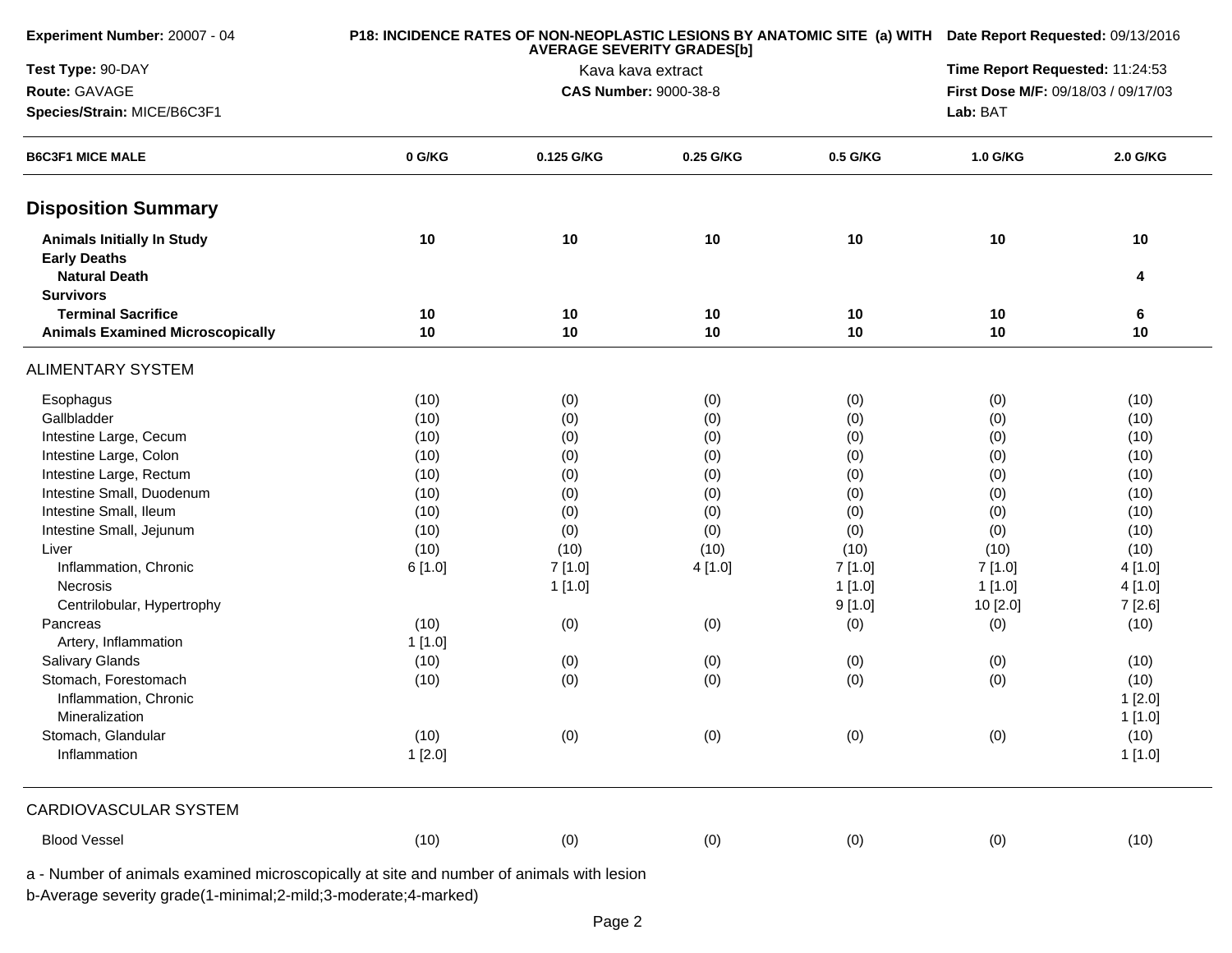**Experiment Number:** 20007 - 04

**Test Type:** 90-DAY

**Route:** GAVAGE

**Species/Strain:** MICE/B6C3F1

**P18: INCIDENCE RATES OF NON-NEOPLASTIC LESIONS BY ANATOMIC SITE (a) WITH AVERAGE SEVERITY GRADES[b]**

Kava kava extract

**CAS Number:** 9000-38-8

**Date Report Requested:** 09/13/2016

**Time Report Requested:** 11:24:53

**First Dose M/F:** 09/18/03 / 09/17/03

**Lab:** BAT

| B6C3F1 MICE MALE | 0 G/KG | 0.125 G/KG | 0.25 G/KG | 0.5 G/KG | 1.0 G/KG | 2.0 G/KG |
|---|---|---|---|---|---|---|
| **Disposition Summary** | | | | | | |
| **Animals Initially In Study** | **10** | **10** | **10** | **10** | **10** | **10** |
| **Early Deaths** | | | | | | |
| **Natural Death** | | | | | | **4** |
| **Survivors** | | | | | | |
| **Terminal Sacrifice** | **10** | **10** | **10** | **10** | **10** | **6** |
| **Animals Examined Microscopically** | **10** | **10** | **10** | **10** | **10** | **10** |
| ALIMENTARY SYSTEM | | | | | | |
| Esophagus | (10) | (0) | (0) | (0) | (0) | (10) |
| Gallbladder | (10) | (0) | (0) | (0) | (0) | (10) |
| Intestine Large, Cecum | (10) | (0) | (0) | (0) | (0) | (10) |
| Intestine Large, Colon | (10) | (0) | (0) | (0) | (0) | (10) |
| Intestine Large, Rectum | (10) | (0) | (0) | (0) | (0) | (10) |
| Intestine Small, Duodenum | (10) | (0) | (0) | (0) | (0) | (10) |
| Intestine Small, Ileum | (10) | (0) | (0) | (0) | (0) | (10) |
| Intestine Small, Jejunum | (10) | (0) | (0) | (0) | (0) | (10) |
| Liver | (10) | (10) | (10) | (10) | (10) | (10) |
| Inflammation, Chronic | 6 [1.0] | 7 [1.0] | 4 [1.0] | 7 [1.0] | 7 [1.0] | 4 [1.0] |
| Necrosis | | 1 [1.0] | | 1 [1.0] | 1 [1.0] | 4 [1.0] |
| Centrilobular, Hypertrophy | | | | 9 [1.0] | 10 [2.0] | 7 [2.6] |
| Pancreas | (10) | (0) | (0) | (0) | (0) | (10) |
| Artery, Inflammation | 1 [1.0] | | | | | |
| Salivary Glands | (10) | (0) | (0) | (0) | (0) | (10) |
| Stomach, Forestomach | (10) | (0) | (0) | (0) | (0) | (10) |
| Inflammation, Chronic | | | | | | 1 [2.0] |
| Mineralization | | | | | | 1 [1.0] |
| Stomach, Glandular | (10) | (0) | (0) | (0) | (0) | (10) |
| Inflammation | 1 [2.0] | | | | | 1 [1.0] |
| CARDIOVASCULAR SYSTEM | | | | | | |
| Blood Vessel | (10) | (0) | (0) | (0) | (0) | (10) |

a - Number of animals examined microscopically at site and number of animals with lesion

b-Average severity grade(1-minimal;2-mild;3-moderate;4-marked)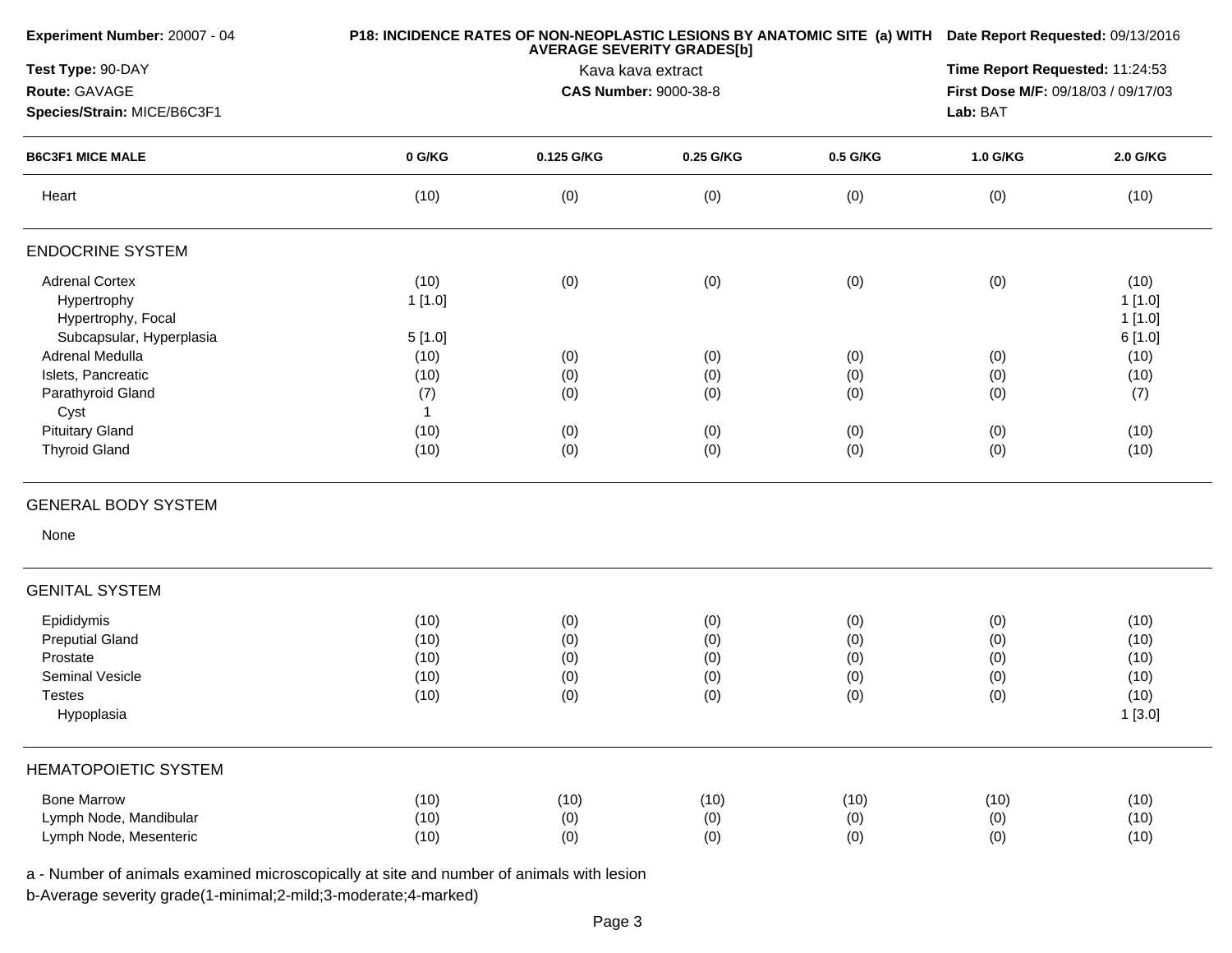**Experiment Number:** 20007 - 04

**Test Type:** 90-DAY

**Route:** GAVAGE

**Species/Strain:** MICE/B6C3F1

**P18: INCIDENCE RATES OF NON-NEOPLASTIC LESIONS BY ANATOMIC SITE (a) WITH AVERAGE SEVERITY GRADES[b]**

Kava kava extract

**CAS Number:** 9000-38-8

**Date Report Requested:** 09/13/2016

**Time Report Requested:** 11:24:53

**First Dose M/F:** 09/18/03 / 09/17/03

**Lab:** BAT

| B6C3F1 MICE MALE | 0 G/KG | 0.125 G/KG | 0.25 G/KG | 0.5 G/KG | 1.0 G/KG | 2.0 G/KG |
|---|---|---|---|---|---|---|
| Heart | (10) | (0) | (0) | (0) | (0) | (10) |
| **ENDOCRINE SYSTEM** | | | | | | |
| Adrenal Cortex | (10) | (0) | (0) | (0) | (0) | (10) |
| Hypertrophy | 1 [1.0] | | | | | 1 [1.0] |
| Hypertrophy, Focal | | | | | | 1 [1.0] |
| Subcapsular, Hyperplasia | 5 [1.0] | | | | | 6 [1.0] |
| Adrenal Medulla | (10) | (0) | (0) | (0) | (0) | (10) |
| Islets, Pancreatic | (10) | (0) | (0) | (0) | (0) | (10) |
| Parathyroid Gland | (7) | (0) | (0) | (0) | (0) | (7) |
| Cyst | 1 | | | | | |
| Pituitary Gland | (10) | (0) | (0) | (0) | (0) | (10) |
| Thyroid Gland | (10) | (0) | (0) | (0) | (0) | (10) |
| **GENERAL BODY SYSTEM** | | | | | | |
| None | | | | | | |
| **GENITAL SYSTEM** | | | | | | |
| Epididymis | (10) | (0) | (0) | (0) | (0) | (10) |
| Preputial Gland | (10) | (0) | (0) | (0) | (0) | (10) |
| Prostate | (10) | (0) | (0) | (0) | (0) | (10) |
| Seminal Vesicle | (10) | (0) | (0) | (0) | (0) | (10) |
| Testes | (10) | (0) | (0) | (0) | (0) | (10) |
| Hypoplasia | | | | | | 1 [3.0] |
| **HEMATOPOIETIC SYSTEM** | | | | | | |
| Bone Marrow | (10) | (10) | (10) | (10) | (10) | (10) |
| Lymph Node, Mandibular | (10) | (0) | (0) | (0) | (0) | (10) |
| Lymph Node, Mesenteric | (10) | (0) | (0) | (0) | (0) | (10) |

a - Number of animals examined microscopically at site and number of animals with lesion

b-Average severity grade(1-minimal;2-mild;3-moderate;4-marked)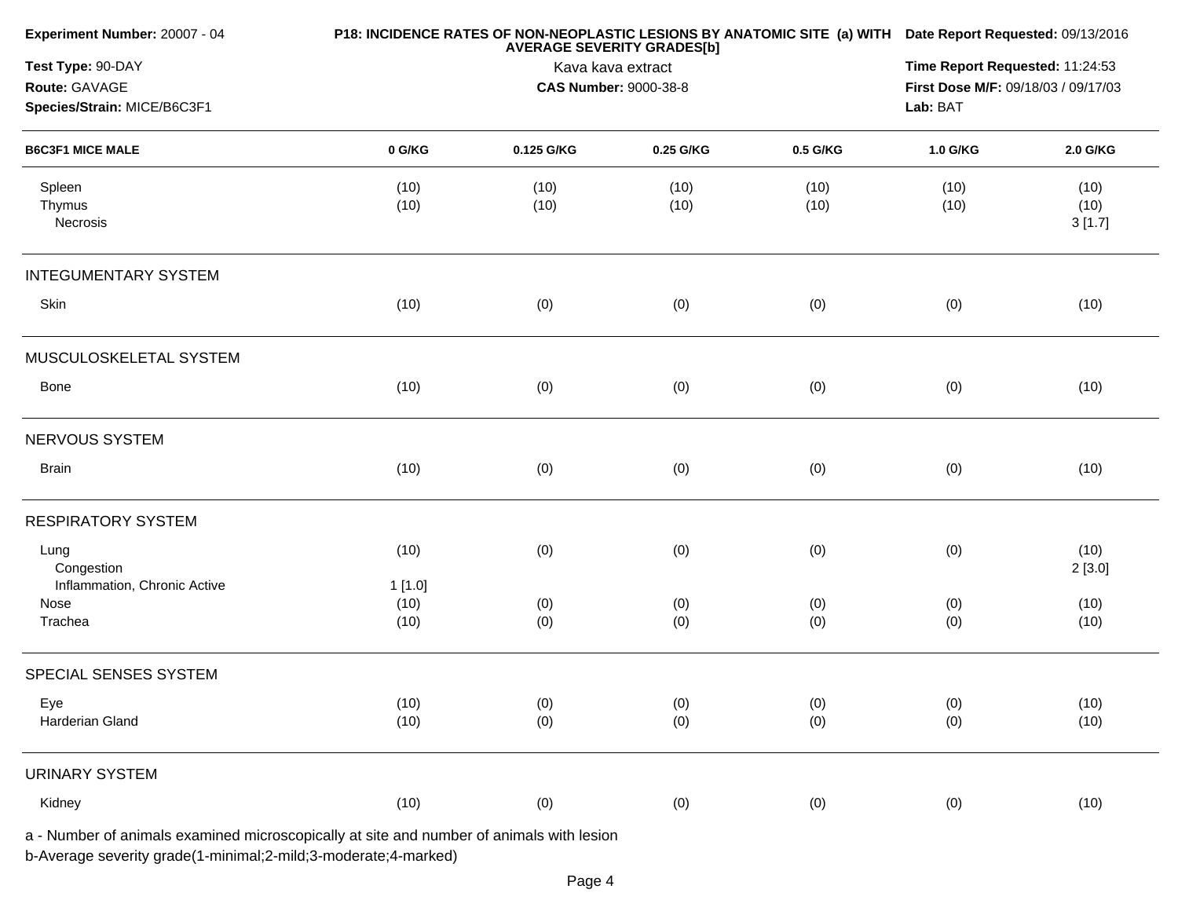**Experiment Number:** 20007 - 04
**Test Type:** 90-DAY
**Route:** GAVAGE
**Species/Strain:** MICE/B6C3F1

**P18: INCIDENCE RATES OF NON-NEOPLASTIC LESIONS BY ANATOMIC SITE (a) WITH AVERAGE SEVERITY GRADES[b]**
Kava kava extract
**CAS Number:** 9000-38-8

**Date Report Requested:** 09/13/2016
**Time Report Requested:** 11:24:53
**First Dose M/F:** 09/18/03 / 09/17/03
**Lab:** BAT

| B6C3F1 MICE MALE | 0 G/KG | 0.125 G/KG | 0.25 G/KG | 0.5 G/KG | 1.0 G/KG | 2.0 G/KG |
|---|---|---|---|---|---|---|
| Spleen | (10) | (10) | (10) | (10) | (10) | (10) |
| Thymus | (10) | (10) | (10) | (10) | (10) | (10) |
| Necrosis | | | | | | 3 [1.7] |
| **INTEGUMENTARY SYSTEM** | | | | | | |
| Skin | (10) | (0) | (0) | (0) | (0) | (10) |
| **MUSCULOSKELETAL SYSTEM** | | | | | | |
| Bone | (10) | (0) | (0) | (0) | (0) | (10) |
| **NERVOUS SYSTEM** | | | | | | |
| Brain | (10) | (0) | (0) | (0) | (0) | (10) |
| **RESPIRATORY SYSTEM** | | | | | | |
| Lung | (10) | (0) | (0) | (0) | (0) | (10) |
| Congestion | | | | | | 2 [3.0] |
| Inflammation, Chronic Active | 1 [1.0] | | | | | |
| Nose | (10) | (0) | (0) | (0) | (0) | (10) |
| Trachea | (10) | (0) | (0) | (0) | (0) | (10) |
| **SPECIAL SENSES SYSTEM** | | | | | | |
| Eye | (10) | (0) | (0) | (0) | (0) | (10) |
| Harderian Gland | (10) | (0) | (0) | (0) | (0) | (10) |
| **URINARY SYSTEM** | | | | | | |
| Kidney | (10) | (0) | (0) | (0) | (0) | (10) |

a - Number of animals examined microscopically at site and number of animals with lesion
b-Average severity grade(1-minimal;2-mild;3-moderate;4-marked)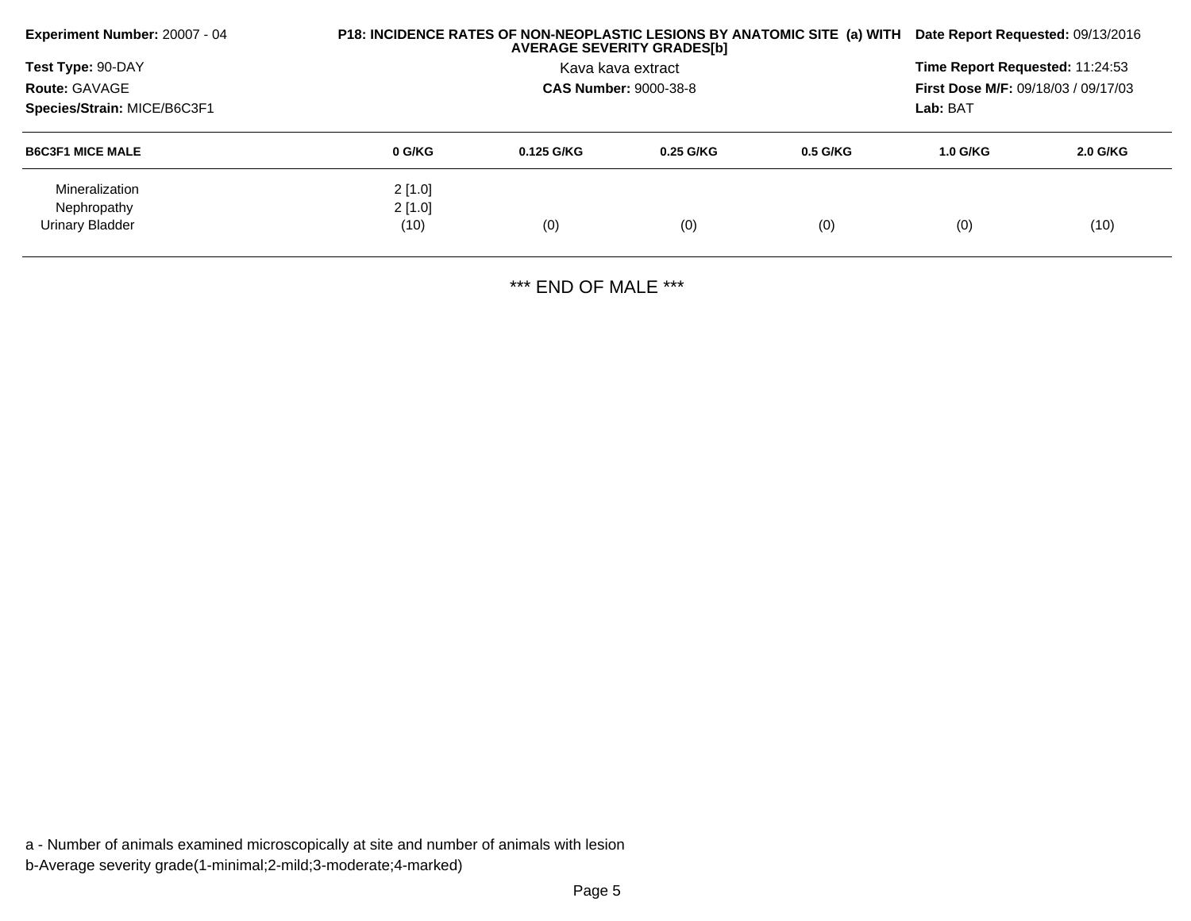**Experiment Number:** 20007 - 04

**Test Type:** 90-DAY

**Route:** GAVAGE

**Species/Strain:** MICE/B6C3F1

**P18: INCIDENCE RATES OF NON-NEOPLASTIC LESIONS BY ANATOMIC SITE (a) WITH AVERAGE SEVERITY GRADES[b]**

Kava kava extract

**CAS Number:** 9000-38-8

**Date Report Requested:** 09/13/2016

**Time Report Requested:** 11:24:53

**First Dose M/F:** 09/18/03 / 09/17/03

**Lab:** BAT

| B6C3F1 MICE MALE | 0 G/KG | 0.125 G/KG | 0.25 G/KG | 0.5 G/KG | 1.0 G/KG | 2.0 G/KG |
|---|---|---|---|---|---|---|
| Mineralization | 2 [1.0] | | | | | |
| Nephropathy | 2 [1.0] | | | | | |
| Urinary Bladder | (10) | (0) | (0) | (0) | (0) | (10) |

*** END OF MALE ***

a - Number of animals examined microscopically at site and number of animals with lesion

b-Average severity grade(1-minimal;2-mild;3-moderate;4-marked)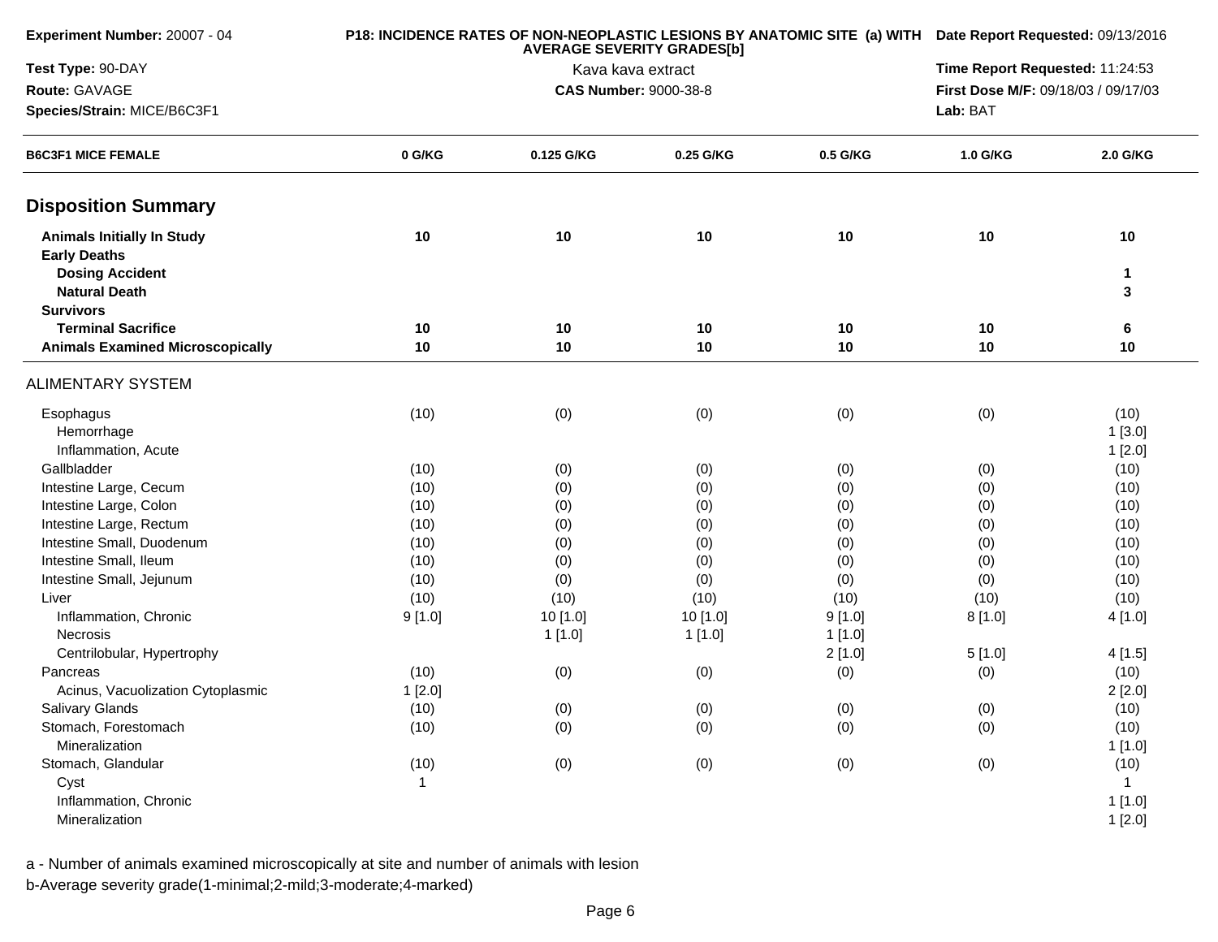**Experiment Number:** 20007 - 04

**Test Type:** 90-DAY

**Route:** GAVAGE

**Species/Strain:** MICE/B6C3F1

**P18: INCIDENCE RATES OF NON-NEOPLASTIC LESIONS BY ANATOMIC SITE (a) WITH AVERAGE SEVERITY GRADES[b]**

Kava kava extract

**CAS Number:** 9000-38-8

**Date Report Requested:** 09/13/2016

**Time Report Requested:** 11:24:53

**First Dose M/F:** 09/18/03 / 09/17/03

**Lab:** BAT

| B6C3F1 MICE FEMALE | 0 G/KG | 0.125 G/KG | 0.25 G/KG | 0.5 G/KG | 1.0 G/KG | 2.0 G/KG |
|---|---|---|---|---|---|---|
| **Disposition Summary** | | | | | | |
| **Animals Initially In Study** | **10** | **10** | **10** | **10** | **10** | **10** |
| **Early Deaths** | | | | | | |
| **Dosing Accident** | | | | | | **1** |
| **Natural Death** | | | | | | **3** |
| **Survivors** | | | | | | |
| **Terminal Sacrifice** | **10** | **10** | **10** | **10** | **10** | **6** |
| **Animals Examined Microscopically** | **10** | **10** | **10** | **10** | **10** | **10** |
| ALIMENTARY SYSTEM | | | | | | |
| Esophagus | (10) | (0) | (0) | (0) | (0) | (10) |
| Hemorrhage | | | | | | 1 [3.0] |
| Inflammation, Acute | | | | | | 1 [2.0] |
| Gallbladder | (10) | (0) | (0) | (0) | (0) | (10) |
| Intestine Large, Cecum | (10) | (0) | (0) | (0) | (0) | (10) |
| Intestine Large, Colon | (10) | (0) | (0) | (0) | (0) | (10) |
| Intestine Large, Rectum | (10) | (0) | (0) | (0) | (0) | (10) |
| Intestine Small, Duodenum | (10) | (0) | (0) | (0) | (0) | (10) |
| Intestine Small, Ileum | (10) | (0) | (0) | (0) | (0) | (10) |
| Intestine Small, Jejunum | (10) | (0) | (0) | (0) | (0) | (10) |
| Liver | (10) | (10) | (10) | (10) | (10) | (10) |
| Inflammation, Chronic | 9 [1.0] | 10 [1.0] | 10 [1.0] | 9 [1.0] | 8 [1.0] | 4 [1.0] |
| Necrosis | | 1 [1.0] | 1 [1.0] | 1 [1.0] | | |
| Centrilobular, Hypertrophy | | | | 2 [1.0] | 5 [1.0] | 4 [1.5] |
| Pancreas | (10) | (0) | (0) | (0) | (0) | (10) |
| Acinus, Vacuolization Cytoplasmic | 1 [2.0] | | | | | 2 [2.0] |
| Salivary Glands | (10) | (0) | (0) | (0) | (0) | (10) |
| Stomach, Forestomach | (10) | (0) | (0) | (0) | (0) | (10) |
| Mineralization | | | | | | 1 [1.0] |
| Stomach, Glandular | (10) | (0) | (0) | (0) | (0) | (10) |
| Cyst | 1 | | | | | 1 |
| Inflammation, Chronic | | | | | | 1 [1.0] |
| Mineralization | | | | | | 1 [2.0] |

a - Number of animals examined microscopically at site and number of animals with lesion

b-Average severity grade(1-minimal;2-mild;3-moderate;4-marked)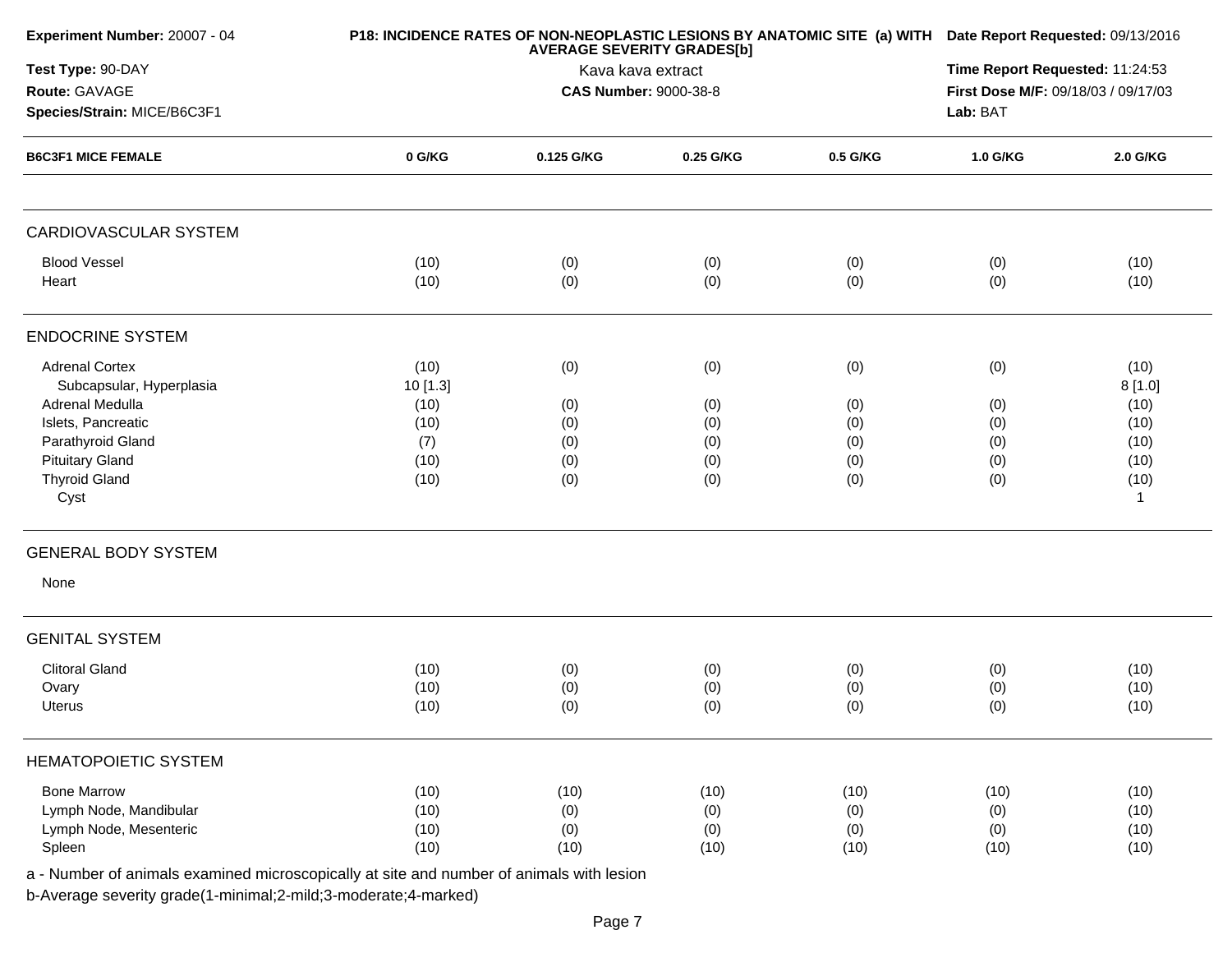**Experiment Number:** 20007 - 04

**Test Type:** 90-DAY

**Route:** GAVAGE

**Species/Strain:** MICE/B6C3F1

**P18: INCIDENCE RATES OF NON-NEOPLASTIC LESIONS BY ANATOMIC SITE (a) WITH AVERAGE SEVERITY GRADES[b]**

Kava kava extract

**CAS Number:** 9000-38-8

**Date Report Requested:** 09/13/2016

**Time Report Requested:** 11:24:53

**First Dose M/F:** 09/18/03 / 09/17/03

**Lab:** BAT

| B6C3F1 MICE FEMALE | 0 G/KG | 0.125 G/KG | 0.25 G/KG | 0.5 G/KG | 1.0 G/KG | 2.0 G/KG |
|---|---|---|---|---|---|---|
| **CARDIOVASCULAR SYSTEM** | | | | | | |
| Blood Vessel | (10) | (0) | (0) | (0) | (0) | (10) |
| Heart | (10) | (0) | (0) | (0) | (0) | (10) |
| **ENDOCRINE SYSTEM** | | | | | | |
| Adrenal Cortex | (10) | (0) | (0) | (0) | (0) | (10) |
| Subcapsular, Hyperplasia | 10 [1.3] | | | | | 8 [1.0] |
| Adrenal Medulla | (10) | (0) | (0) | (0) | (0) | (10) |
| Islets, Pancreatic | (10) | (0) | (0) | (0) | (0) | (10) |
| Parathyroid Gland | (7) | (0) | (0) | (0) | (0) | (10) |
| Pituitary Gland | (10) | (0) | (0) | (0) | (0) | (10) |
| Thyroid Gland | (10) | (0) | (0) | (0) | (0) | (10) |
| Cyst | | | | | | 1 |
| **GENERAL BODY SYSTEM** | | | | | | |
| None | | | | | | |
| **GENITAL SYSTEM** | | | | | | |
| Clitoral Gland | (10) | (0) | (0) | (0) | (0) | (10) |
| Ovary | (10) | (0) | (0) | (0) | (0) | (10) |
| Uterus | (10) | (0) | (0) | (0) | (0) | (10) |
| **HEMATOPOIETIC SYSTEM** | | | | | | |
| Bone Marrow | (10) | (10) | (10) | (10) | (10) | (10) |
| Lymph Node, Mandibular | (10) | (0) | (0) | (0) | (0) | (10) |
| Lymph Node, Mesenteric | (10) | (0) | (0) | (0) | (0) | (10) |
| Spleen | (10) | (10) | (10) | (10) | (10) | (10) |

a - Number of animals examined microscopically at site and number of animals with lesion

b-Average severity grade(1-minimal;2-mild;3-moderate;4-marked)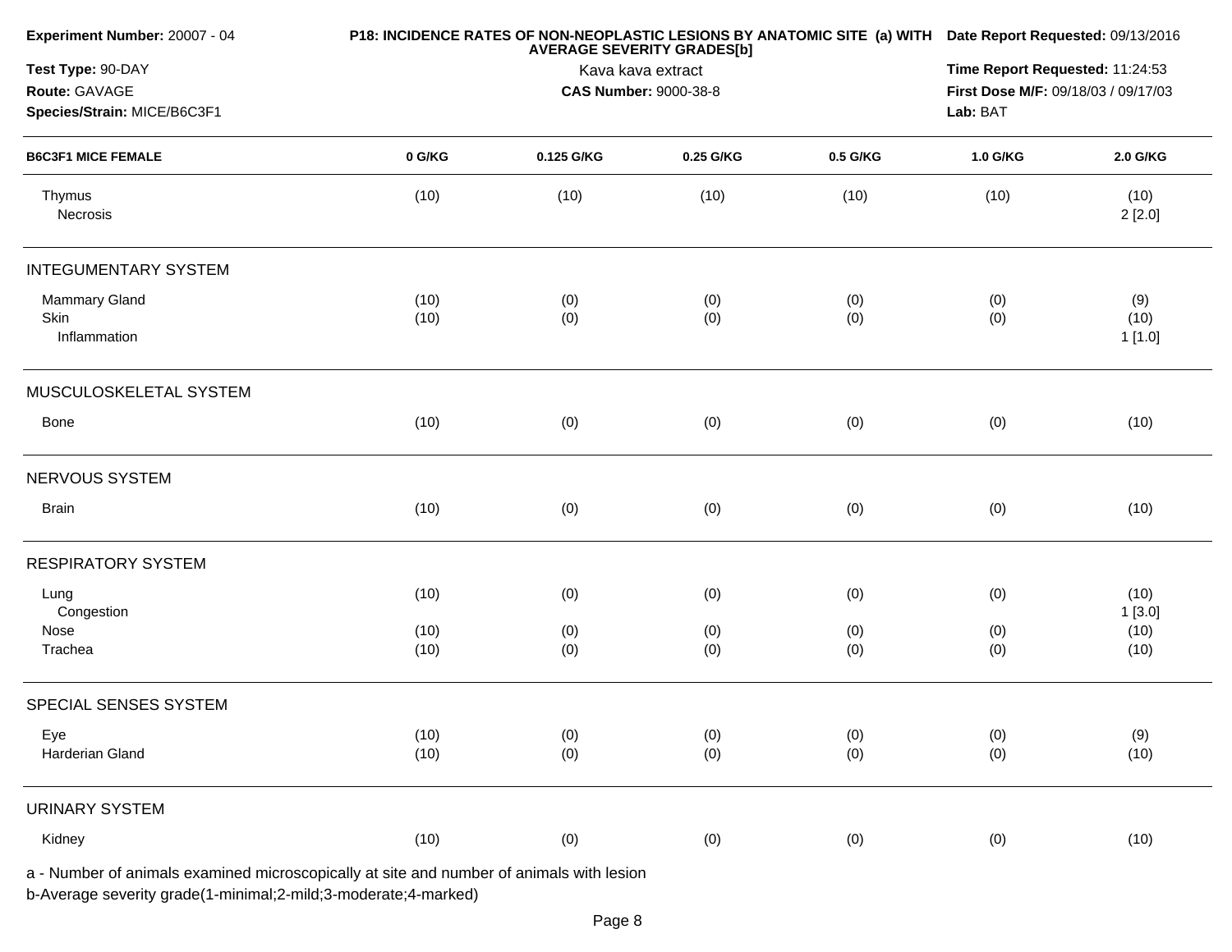**Experiment Number:** 20007 - 04
**Test Type:** 90-DAY
**Route:** GAVAGE
**Species/Strain:** MICE/B6C3F1

**P18: INCIDENCE RATES OF NON-NEOPLASTIC LESIONS BY ANATOMIC SITE (a) WITH AVERAGE SEVERITY GRADES[b]**
Kava kava extract
**CAS Number:** 9000-38-8

**Date Report Requested:** 09/13/2016
**Time Report Requested:** 11:24:53
**First Dose M/F:** 09/18/03 / 09/17/03
**Lab:** BAT

| B6C3F1 MICE FEMALE | 0 G/KG | 0.125 G/KG | 0.25 G/KG | 0.5 G/KG | 1.0 G/KG | 2.0 G/KG |
|---|---|---|---|---|---|---|
| Thymus | (10) | (10) | (10) | (10) | (10) | (10) |
| Necrosis | | | | | | 2 [2.0] |
| **INTEGUMENTARY SYSTEM** | | | | | | |
| Mammary Gland | (10) | (0) | (0) | (0) | (0) | (9) |
| Skin | (10) | (0) | (0) | (0) | (0) | (10) |
| Inflammation | | | | | | 1 [1.0] |
| **MUSCULOSKELETAL SYSTEM** | | | | | | |
| Bone | (10) | (0) | (0) | (0) | (0) | (10) |
| **NERVOUS SYSTEM** | | | | | | |
| Brain | (10) | (0) | (0) | (0) | (0) | (10) |
| **RESPIRATORY SYSTEM** | | | | | | |
| Lung | (10) | (0) | (0) | (0) | (0) | (10) |
| Congestion | | | | | | 1 [3.0] |
| Nose | (10) | (0) | (0) | (0) | (0) | (10) |
| Trachea | (10) | (0) | (0) | (0) | (0) | (10) |
| **SPECIAL SENSES SYSTEM** | | | | | | |
| Eye | (10) | (0) | (0) | (0) | (0) | (9) |
| Harderian Gland | (10) | (0) | (0) | (0) | (0) | (10) |
| **URINARY SYSTEM** | | | | | | |
| Kidney | (10) | (0) | (0) | (0) | (0) | (10) |

a - Number of animals examined microscopically at site and number of animals with lesion
b-Average severity grade(1-minimal;2-mild;3-moderate;4-marked)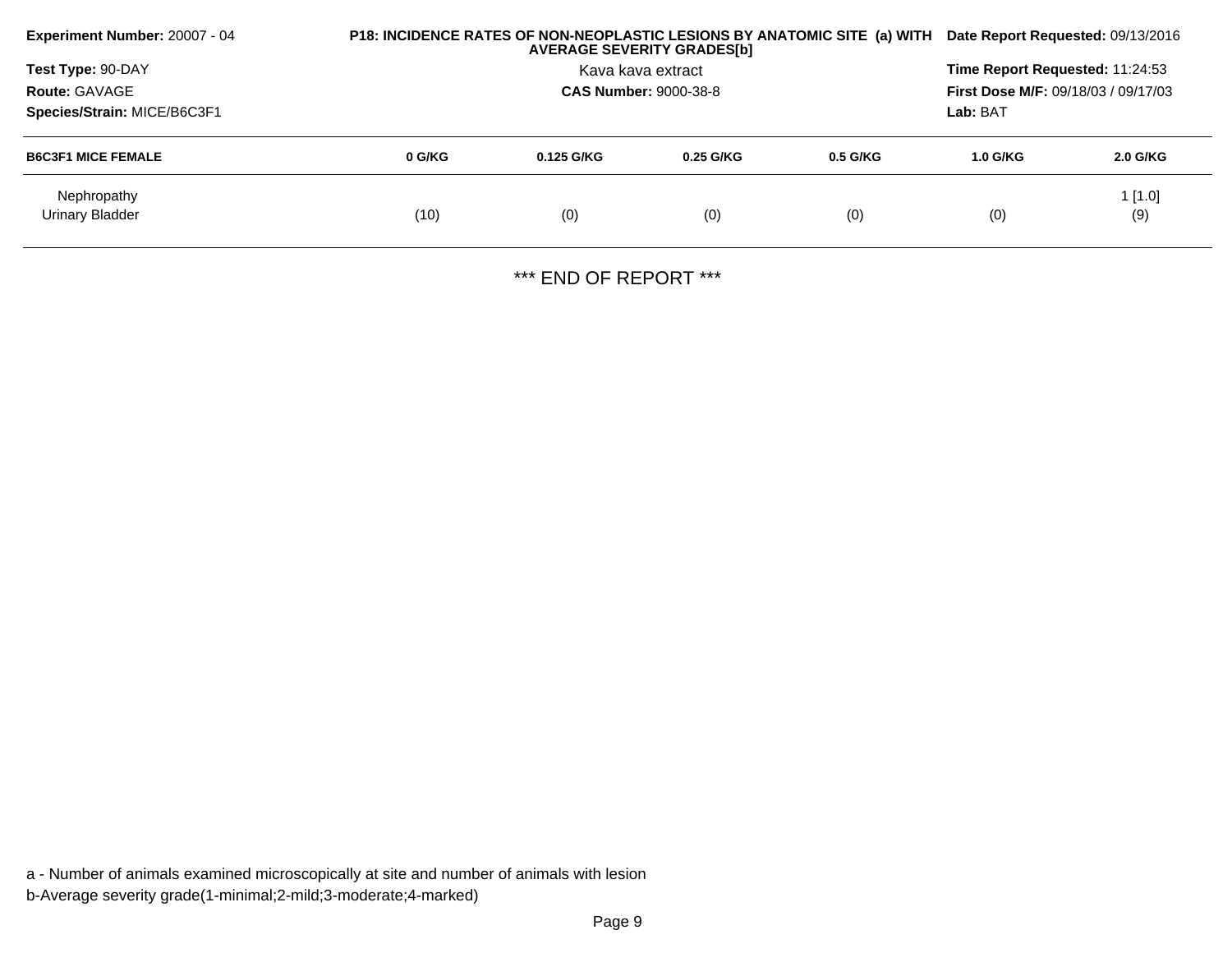**Experiment Number:** 20007 - 04

**Test Type:** 90-DAY

**Route:** GAVAGE

**Species/Strain:** MICE/B6C3F1

**P18: INCIDENCE RATES OF NON-NEOPLASTIC LESIONS BY ANATOMIC SITE (a) WITH AVERAGE SEVERITY GRADES[b]**

Kava kava extract

**CAS Number:** 9000-38-8

**Date Report Requested:** 09/13/2016

**Time Report Requested:** 11:24:53

**First Dose M/F:** 09/18/03 / 09/17/03

**Lab:** BAT

| B6C3F1 MICE FEMALE | 0 G/KG | 0.125 G/KG | 0.25 G/KG | 0.5 G/KG | 1.0 G/KG | 2.0 G/KG |
|---|---|---|---|---|---|---|
| Nephropathy | | | | | | 1 [1.0] |
| Urinary Bladder | (10) | (0) | (0) | (0) | (0) | (9) |

*** END OF REPORT ***

a - Number of animals examined microscopically at site and number of animals with lesion

b-Average severity grade(1-minimal;2-mild;3-moderate;4-marked)